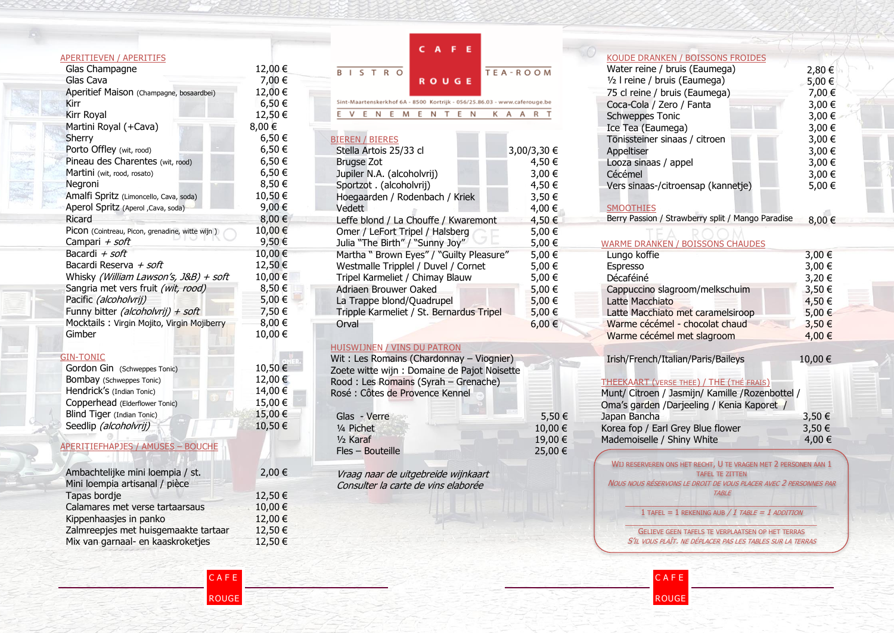## APERITIEVEN / APERITIFS

| | |
|---|---|
| Glas Champagne | 12,00 € |
| Glas Cava | 7,00 € |
| Aperitief Maison (Champagne, bosaardbei) | 12,00 € |
| Kirr | 6,50 € |
| Kirr Royal | 12,50 € |
| Martini Royal (+Cava) | 8,00 € |
| Sherry | 6,50 € |
| Porto Offley (wit, rood) | 6,50 € |
| Pineau des Charentes (wit, rood) | 6,50 € |
| Martini (wit, rood, rosato) | 6,50 € |
| Negroni | 8,50 € |
| Amalfi Spritz (Limoncello, Cava, soda) | 10,50 € |
| Aperol Spritz (Aperol ,Cava, soda) | 9,00 € |
| Ricard | 8,00 € |
| Picon (Cointreau, Picon, grenadine, witte wijn ) | 10,00 € |
| Campari *+ soft* | 9,50 € |
| Bacardi *+ soft* | 10,00 € |
| Bacardi Reserva *+ soft* | 12,50 € |
| Whisky *(William Lawson's, J&B) + soft* | 10,00 € |
| Sangria met vers fruit *(wit, rood)* | 8,50 € |
| Pacific *(alcoholvrij)* | 5,00 € |
| Funny bitter *(alcoholvrij) + soft* | 7,50 € |
| Mocktails : Virgin Mojito, Virgin Mojiberry | 8,00 € |
| Gimber | 10,00 € |

## GIN-TONIC

| | |
|---|---|
| Gordon Gin (Schweppes Tonic) | 10,50 € |
| Bombay (Schweppes Tonic) | 12,00 € |
| Hendrick's (Indian Tonic) | 14,00 € |
| Copperhead (Elderflower Tonic) | 15,00 € |
| Blind Tiger (Indian Tonic) | 15,00 € |
| Seedlip *(alcoholvrij)* | 10,50 € |

## APERITIEFHAPJES / AMUSES – BOUCHE

| | |
|---|---|
| Ambachtelijke mini loempia / st. | 2,00 € |
| Mini loempia artisanal / pièce | |
| Tapas bordje | 12,50 € |
| Calamares met verse tartaarsaus | 10,00 € |
| Kippenhaasjes in panko | 12,00 € |
| Zalmreepjes met huisgemaakte tartaar | 12,50 € |
| Mix van garnaal- en kaaskroketjes | 12,50 € |

# CAFE ROUGE

BISTRO – TEA-ROOM

Sint-Maartenskerkhof 6A - 8500 Kortrijk - 056/25.86.03 - www.caferouge.be

EVENEMENTENKAART

## BIEREN / BIERES

| | |
|---|---|
| Stella Artois 25/33 cl | 3,00/3,30 € |
| Brugse Zot | 4,50 € |
| Jupiler N.A. (alcoholvrij) | 3,00 € |
| Sportzot . (alcoholvrij) | 4,50 € |
| Hoegaarden / Rodenbach / Kriek | 3,50 € |
| Vedett | 4,00 € |
| Leffe blond / La Chouffe / Kwaremont | 4,50 € |
| Omer / LeFort Tripel / Halsberg | 5,00 € |
| Julia "The Birth" / "Sunny Joy" | 5,00 € |
| Martha " Brown Eyes" / "Guilty Pleasure" | 5,00 € |
| Westmalle Trippel / Duvel / Cornet | 5,00 € |
| Tripel Karmeliet / Chimay Blauw | 5,00 € |
| Adriaen Brouwer Oaked | 5,00 € |
| La Trappe blond/Quadrupel | 5,00 € |
| Tripple Karmeliet / St. Bernardus Tripel | 5,00 € |
| Orval | 6,00 € |

## HUISWIJNEN / VINS DU PATRON

Wit : Les Romains (Chardonnay – Viognier)
Zoete witte wijn : Domaine de Pajot Noisette
Rood : Les Romains (Syrah – Grenache)
Rosé : Côtes de Provence Kennel

| | |
|---|---|
| Glas - Verre | 5,50 € |
| ¼ Pichet | 10,00 € |
| ½ Karaf | 19,00 € |
| Fles – Bouteille | 25,00 € |

*Vraag naar de uitgebreide wijnkaart*
*Consulter la carte de vins elaborée*

## KOUDE DRANKEN / BOISSONS FROIDES

| | |
|---|---|
| Water reine / bruis (Eaumega) | 2,80 € |
| ½ l reine / bruis (Eaumega) | 5,00 € |
| 75 cl reine / bruis (Eaumega) | 7,00 € |
| Coca-Cola / Zero / Fanta | 3,00 € |
| Schweppes Tonic | 3,00 € |
| Ice Tea (Eaumega) | 3,00 € |
| Tönissteiner sinaas / citroen | 3,00 € |
| Appeltiser | 3,00 € |
| Looza sinaas / appel | 3,00 € |
| Cécémel | 3,00 € |
| Vers sinaas-/citroensap (kannetje) | 5,00 € |

## SMOOTHIES

| | |
|---|---|
| Berry Passion / Strawberry split / Mango Paradise | 8,00 € |

## WARME DRANKEN / BOISSONS CHAUDES

| | |
|---|---|
| Lungo koffie | 3,00 € |
| Espresso | 3,00 € |
| Décaféiné | 3,20 € |
| Cappuccino slagroom/melkschuim | 3,50 € |
| Latte Macchiato | 4,50 € |
| Latte Macchiato met caramelsiroop | 5,00 € |
| Warme cécémel - chocolat chaud | 3,50 € |
| Warme cécémel met slagroom | 4,00 € |
| Irish/French/Italian/Paris/Baileys | 10,00 € |

## THEEKAART (VERSE THEE) / THE (THÉ FRAIS)

Munt/ Citroen / Jasmijn/ Kamille /Rozenbottel /
Oma's garden /Darjeeling / Kenia Kaporet /

| | |
|---|---|
| Japan Bancha | 3,50 € |
| Korea fop / Earl Grey Blue flower | 3,50 € |
| Mademoiselle / Shiny White | 4,00 € |

WIJ RESERVEREN ONS HET RECHT, U TE VRAGEN MET 2 PERSONEN AAN 1 TAFEL TE ZITTEN
*NOUS NOUS RÉSERVONS LE DROIT DE VOUS PLACER AVEC 2 PERSONNES PAR TABLE*

1 TAFEL = 1 REKENING AUB / *1 TABLE = 1 ADDITION*

GELIEVE GEEN TAFELS TE VERPLAATSEN OP HET TERRAS
*S'IL VOUS PLAÎT, NE DÉPLACER PAS LES TABLES SUR LA TERRAS*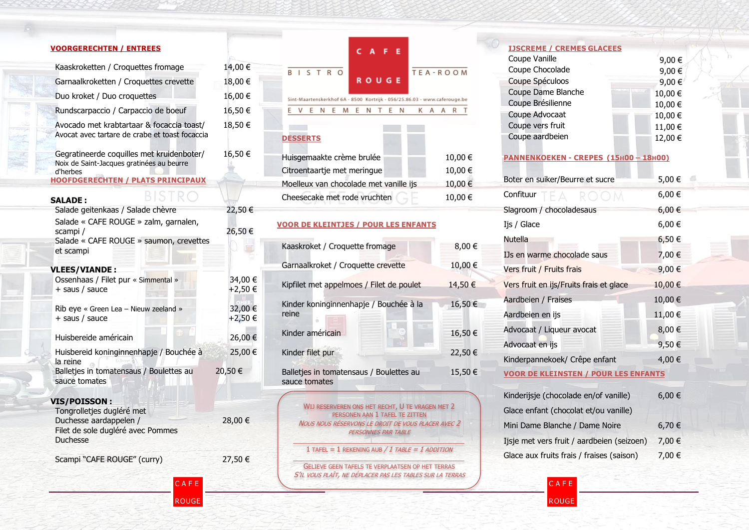## VOORGERECHTEN / ENTREES

| | |
|---|---|
| Kaaskroketten / Croquettes fromage | 14,00 € |
| Garnaalkroketten / Croquettes crevette | 18,00 € |
| Duo kroket / Duo croquettes | 16,00 € |
| Rundscarpaccio / Carpaccio de boeuf | 16,50 € |
| Avocado met krabtartaar & focaccia toast/ Avocat avec tartare de crabe et toast focaccia | 18,50 € |
| Gegratineerde coquilles met kruidenboter/ Noix de Saint-Jacques gratinées au beurre d'herbes | 16,50 € |

## HOOFDGERECHTEN / PLATS PRINCIPAUX

**SALADE :**

| | |
|---|---|
| Salade geitenkaas / Salade chèvre | 22,50 € |
| Salade « CAFE ROUGE » zalm, garnalen, scampi / Salade « CAFE ROUGE » saumon, crevettes et scampi | 26,50 € |

**VLEES/VIANDE :**

| | |
|---|---|
| Ossenhaas / Filet pur « Simmental » + saus / sauce | 34,00 € +2,50 € |
| Rib eye « Green Lea – Nieuw zeeland » + saus / sauce | 32,00 € +2,50 € |
| Huisbereide américain | 26,00 € |
| Huisbereid koninginnenhapje / Bouchée à la reine | 25,00 € |
| Balletjes in tomatensaus / Boulettes au sauce tomates | 20,50 € |

**VIS/POISSON :**

| | |
|---|---|
| Tongrolletjes dugléré met Duchesse aardappelen / Filet de sole dugléré avec Pommes Duchesse | 28,00 € |
| Scampi "CAFE ROUGE" (curry) | 27,50 € |

# CAFE ROUGE

BISTRO TEA-ROOM

Sint-Maartenskerkhof 6A - 8500 Kortrijk - 056/25.86.03 - www.caferouge.be

EVENEMENTENKAART

## DESSERTS

| | |
|---|---|
| Huisgemaakte crème brulée | 10,00 € |
| Citroentaartje met meringue | 10,00 € |
| Moelleux van chocolade met vanille ijs | 10,00 € |
| Cheesecake met rode vruchten | 10,00 € |

## VOOR DE KLEINTJES / POUR LES ENFANTS

| | |
|---|---|
| Kaaskroket / Croquette fromage | 8,00 € |
| Garnaalkroket / Croquette crevette | 10,00 € |
| Kipfilet met appelmoes / Filet de poulet | 14,50 € |
| Kinder koninginnenhapje / Bouchée à la reine | 16,50 € |
| Kinder américain | 16,50 € |
| Kinder filet pur | 22,50 € |
| Balletjes in tomatensaus / Boulettes au sauce tomates | 15,50 € |

Wij reserveren ons het recht, u te vragen met 2 personen aan 1 tafel te zitten

*Nous nous réservons le droit de vous placer avec 2 personnes par table*

1 tafel = 1 rekening aub / *1 table = 1 addition*

Gelieve geen tafels te verplaatsen op het terras

*S'il vous plaît, ne déplacer pas les tables sur la terras*

## IJSCREME / CREMES GLACEES

| | |
|---|---|
| Coupe Vanille | 9,00 € |
| Coupe Chocolade | 9,00 € |
| Coupe Spéculoos | 9,00 € |
| Coupe Dame Blanche | 10,00 € |
| Coupe Brésilienne | 10,00 € |
| Coupe Advocaat | 10,00 € |
| Coupe vers fruit | 11,00 € |
| Coupe aardbeien | 12,00 € |

## PANNENKOEKEN - CREPES (15H00 – 18H00)

| | |
|---|---|
| Boter en suiker/Beurre et sucre | 5,00 € |
| Confituur | 6,00 € |
| Slagroom / chocoladesaus | 6,00 € |
| Ijs / Glace | 6,00 € |
| Nutella | 6,50 € |
| IJs en warme chocolade saus | 7,00 € |
| Vers fruit / Fruits frais | 9,00 € |
| Vers fruit en ijs/Fruits frais et glace | 10,00 € |
| Aardbeien / Fraises | 10,00 € |
| Aardbeien en ijs | 11,00 € |
| Advocaat / Liqueur avocat | 8,00 € |
| Advocaat en ijs | 9,50 € |
| Kinderpannekoek/ Crêpe enfant | 4,00 € |

## VOOR DE KLEINSTEN / POUR LES ENFANTS

| | |
|---|---|
| Kinderijsje (chocolade en/of vanille) / Glace enfant (chocolat et/ou vanille) | 6,00 € |
| Mini Dame Blanche / Dame Noire | 6,70 € |
| Ijsje met vers fruit / aardbeien (seizoen) / Glace aux fruits frais / fraises (saison) | 7,00 € |

CAFE ROUGE